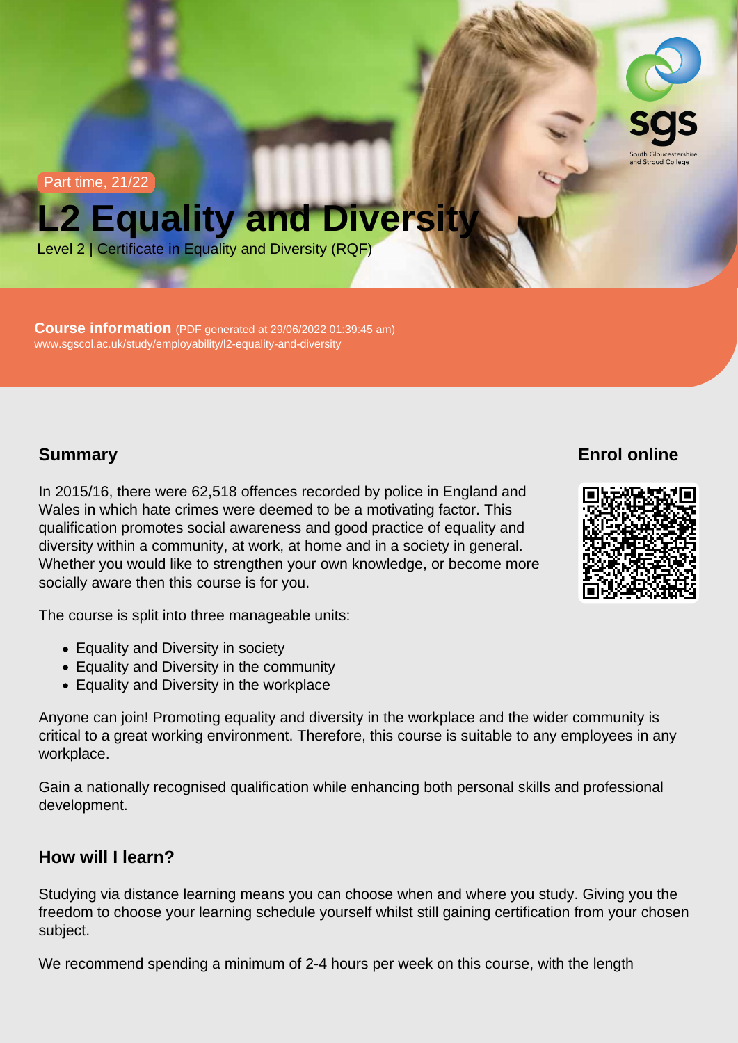Part time, 21/22

# L2 Equality and Diversity

Level 2 | Certificate in Equality and Diversity (RQF)

**Course information** (PDF generated at 29/06/2022 01:39:45 am)
www.sgscol.ac.uk/study/employability/l2-equality-and-diversity

## Summary

In 2015/16, there were 62,518 offences recorded by police in England and Wales in which hate crimes were deemed to be a motivating factor. This qualification promotes social awareness and good practice of equality and diversity within a community, at work, at home and in a society in general. Whether you would like to strengthen your own knowledge, or become more socially aware then this course is for you.

The course is split into three manageable units:

- Equality and Diversity in society
- Equality and Diversity in the community
- Equality and Diversity in the workplace

Anyone can join! Promoting equality and diversity in the workplace and the wider community is critical to a great working environment. Therefore, this course is suitable to any employees in any workplace.

Gain a nationally recognised qualification while enhancing both personal skills and professional development.

## Enrol online

## How will I learn?

Studying via distance learning means you can choose when and where you study. Giving you the freedom to choose your learning schedule yourself whilst still gaining certification from your chosen subject.

We recommend spending a minimum of 2-4 hours per week on this course, with the length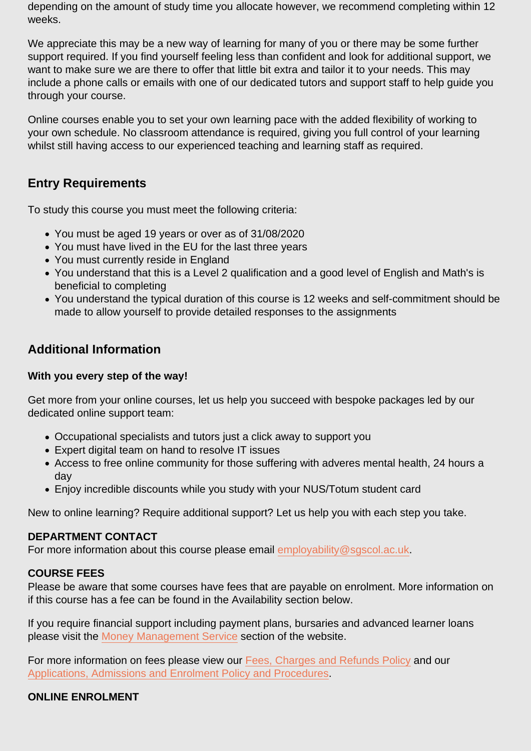depending on the amount of study time you allocate however, we recommend completing within 12 weeks.

We appreciate this may be a new way of learning for many of you or there may be some further support required. If you find yourself feeling less than confident and look for additional support, we want to make sure we are there to offer that little bit extra and tailor it to your needs. This may include a phone calls or emails with one of our dedicated tutors and support staff to help guide you through your course.

Online courses enable you to set your own learning pace with the added flexibility of working to your own schedule. No classroom attendance is required, giving you full control of your learning whilst still having access to our experienced teaching and learning staff as required.

## Entry Requirements

To study this course you must meet the following criteria:

- You must be aged 19 years or over as of 31/08/2020
- You must have lived in the EU for the last three years
- You must currently reside in England
- You understand that this is a Level 2 qualification and a good level of English and Math's is beneficial to completing
- You understand the typical duration of this course is 12 weeks and self-commitment should be made to allow yourself to provide detailed responses to the assignments

## Additional Information

**With you every step of the way!**

Get more from your online courses, let us help you succeed with bespoke packages led by our dedicated online support team:

- Occupational specialists and tutors just a click away to support you
- Expert digital team on hand to resolve IT issues
- Access to free online community for those suffering with adveres mental health, 24 hours a day
- Enjoy incredible discounts while you study with your NUS/Totum student card

New to online learning? Require additional support? Let us help you with each step you take.

**DEPARTMENT CONTACT**
For more information about this course please email employability@sgscol.ac.uk.

**COURSE FEES**
Please be aware that some courses have fees that are payable on enrolment. More information on if this course has a fee can be found in the Availability section below.

If you require financial support including payment plans, bursaries and advanced learner loans please visit the Money Management Service section of the website.

For more information on fees please view our Fees, Charges and Refunds Policy and our Applications, Admissions and Enrolment Policy and Procedures.

**ONLINE ENROLMENT**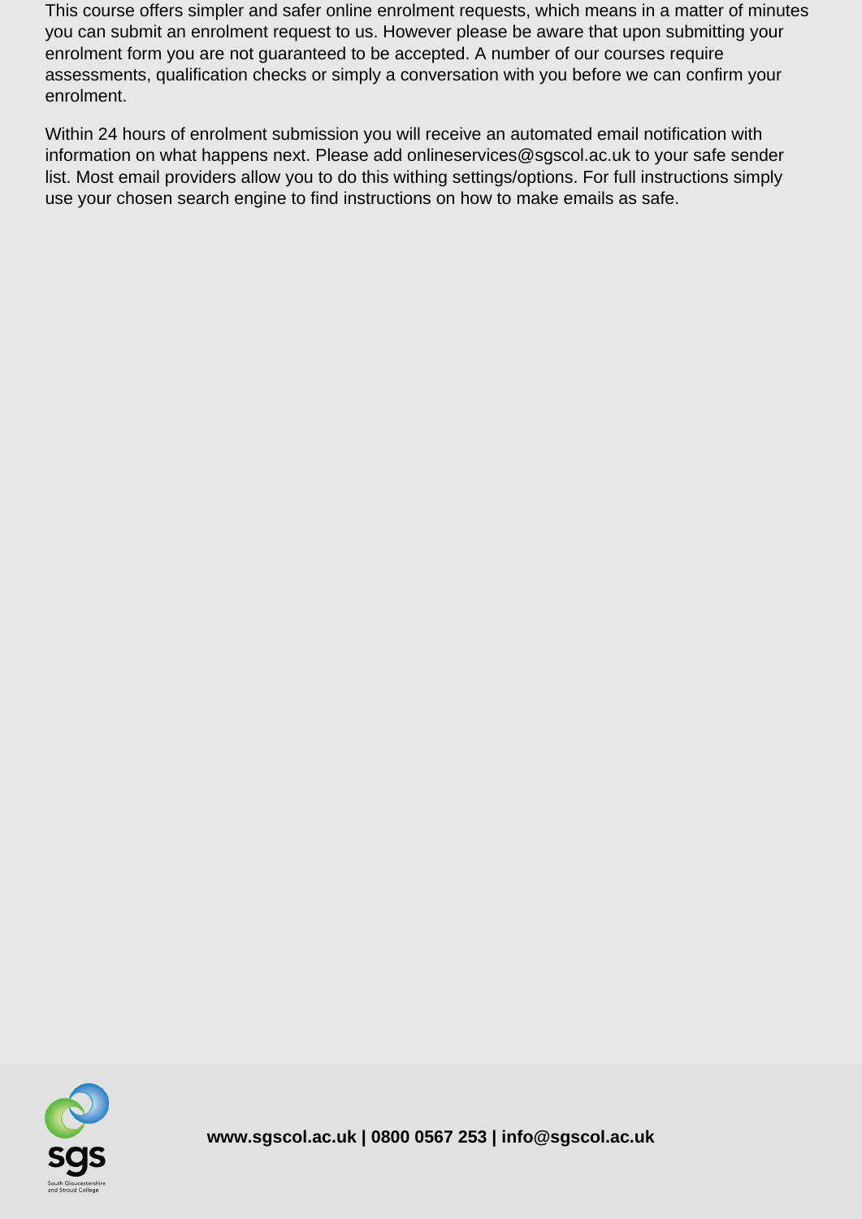This course offers simpler and safer online enrolment requests, which means in a matter of minutes you can submit an enrolment request to us. However please be aware that upon submitting your enrolment form you are not guaranteed to be accepted. A number of our courses require assessments, qualification checks or simply a conversation with you before we can confirm your enrolment.

Within 24 hours of enrolment submission you will receive an automated email notification with information on what happens next. Please add onlineservices@sgscol.ac.uk to your safe sender list. Most email providers allow you to do this withing settings/options. For full instructions simply use your chosen search engine to find instructions on how to make emails as safe.

sgs
South Gloucestershire and Stroud College

**www.sgscol.ac.uk | 0800 0567 253 | info@sgscol.ac.uk**